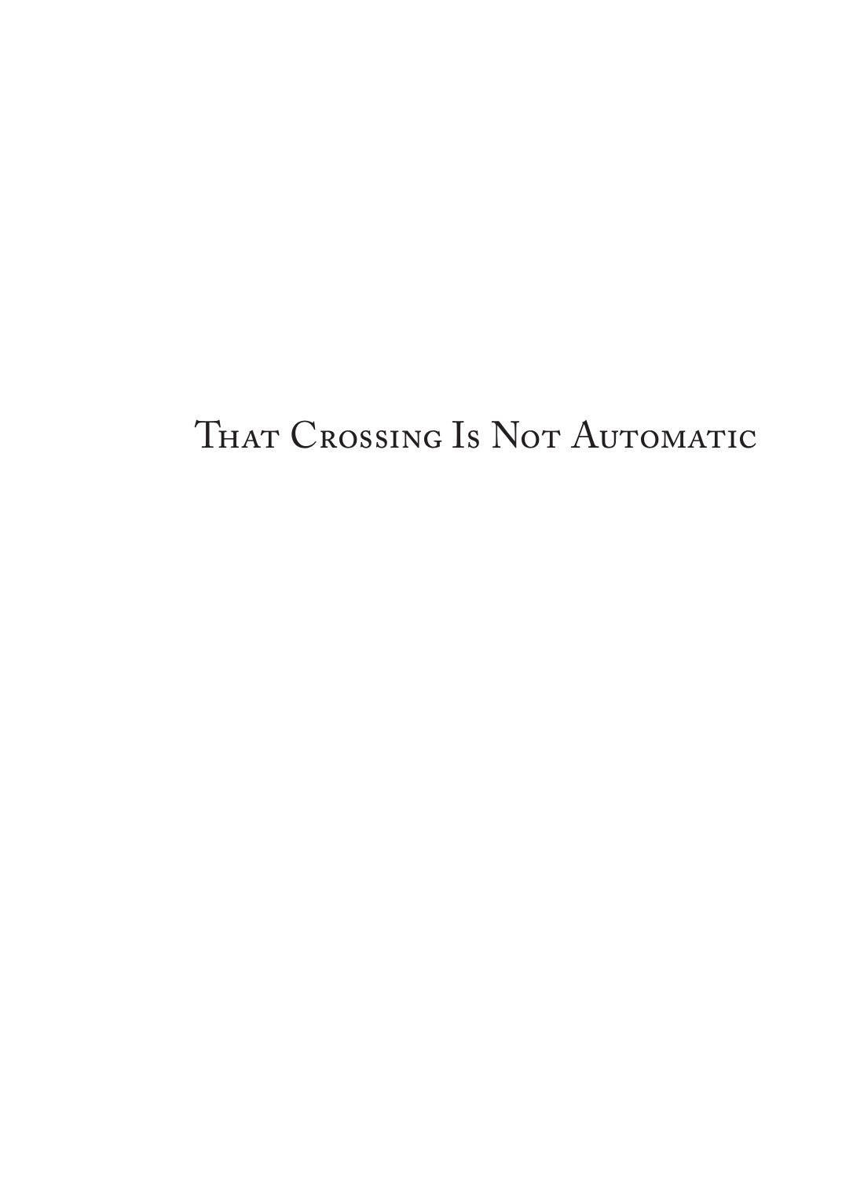# That Crossing Is Not Automatic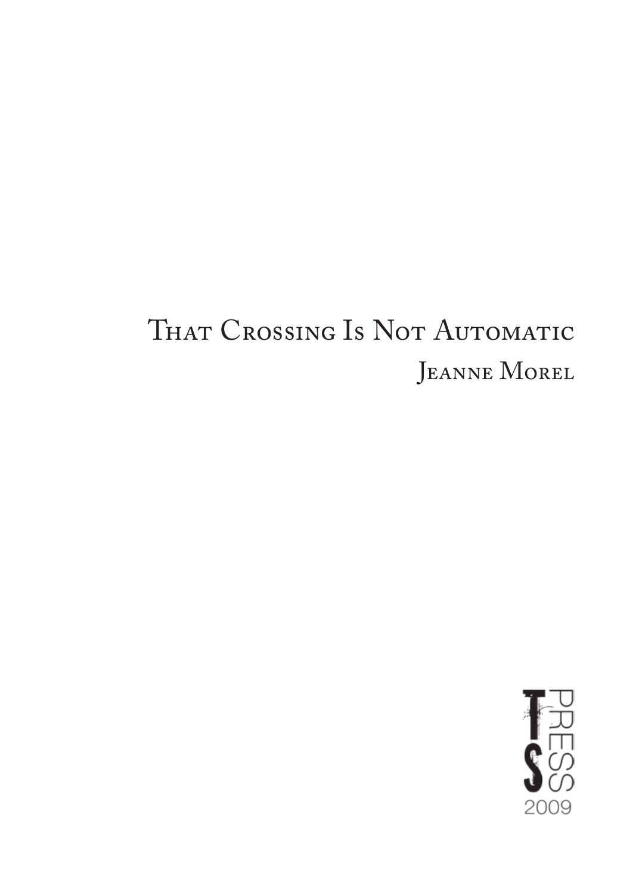# That Crossing Is Not Automatic

Jeanne Morel

TS PRESS

2009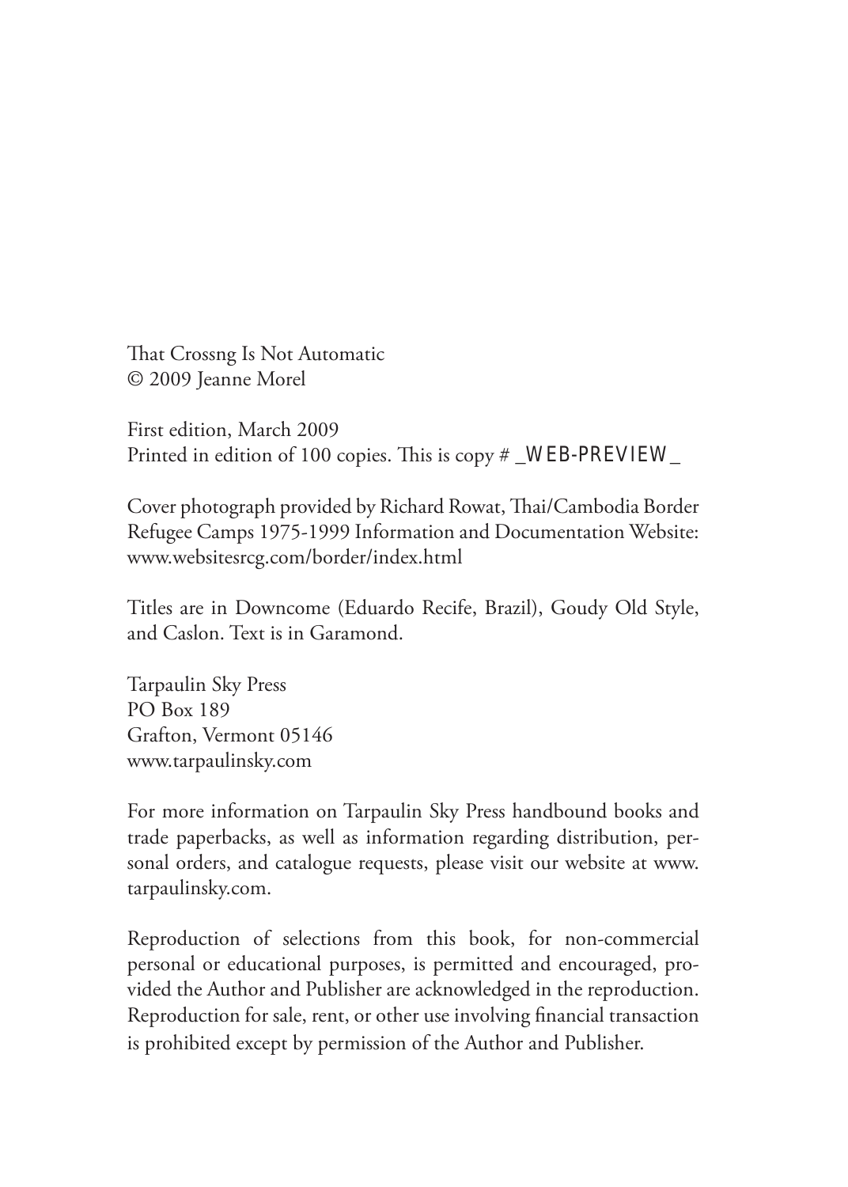That Crossng Is Not Automatic
© 2009 Jeanne Morel

First edition, March 2009
Printed in edition of 100 copies. This is copy # _WEB-PREVIEW_

Cover photograph provided by Richard Rowat, Thai/Cambodia Border Refugee Camps 1975-1999 Information and Documentation Website: www.websitesrcg.com/border/index.html

Titles are in Downcome (Eduardo Recife, Brazil), Goudy Old Style, and Caslon. Text is in Garamond.

Tarpaulin Sky Press
PO Box 189
Grafton, Vermont 05146
www.tarpaulinsky.com

For more information on Tarpaulin Sky Press handbound books and trade paperbacks, as well as information regarding distribution, personal orders, and catalogue requests, please visit our website at www.tarpaulinsky.com.

Reproduction of selections from this book, for non-commercial personal or educational purposes, is permitted and encouraged, provided the Author and Publisher are acknowledged in the reproduction. Reproduction for sale, rent, or other use involving financial transaction is prohibited except by permission of the Author and Publisher.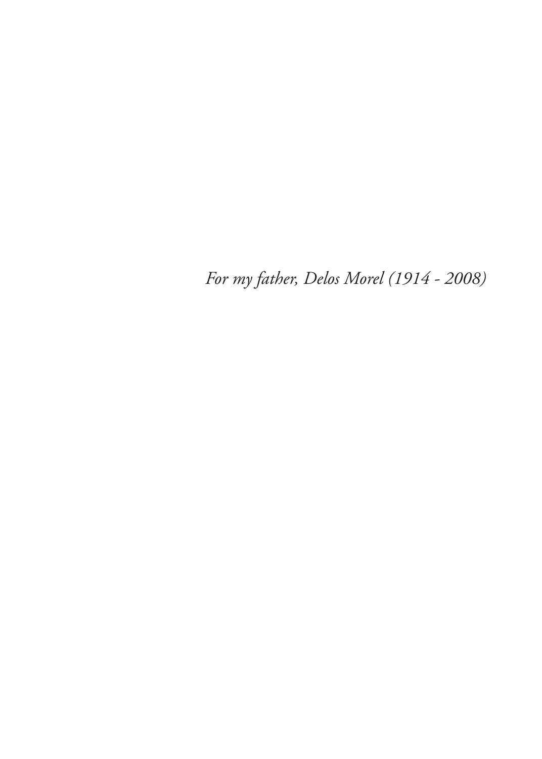*For my father, Delos Morel (1914 - 2008)*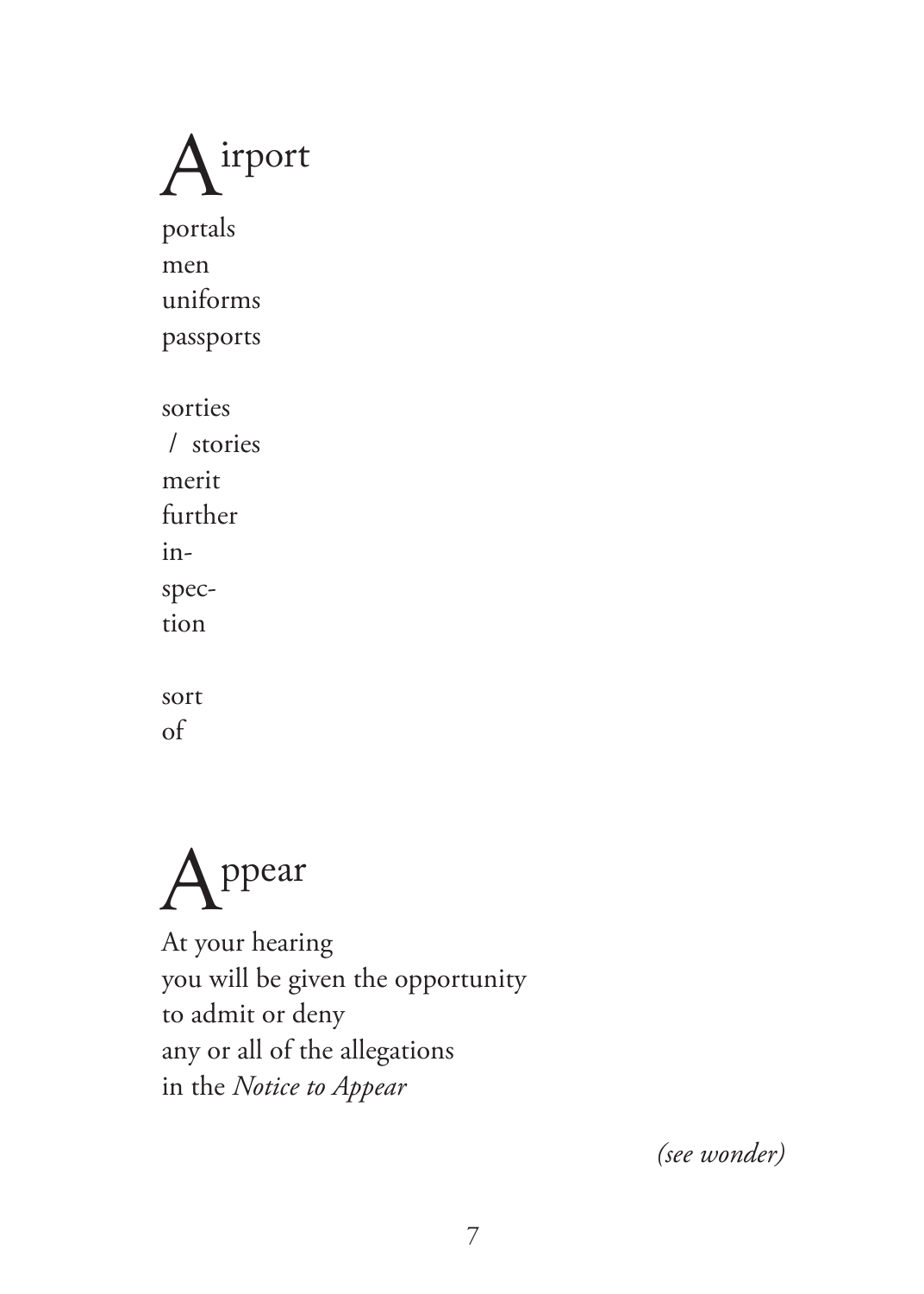## Airport

portals
men
uniforms
passports

sorties
 / stories
merit
further
in-
spec-
tion

sort
of

## Appear

At your hearing
you will be given the opportunity
to admit or deny
any or all of the allegations
in the *Notice to Appear*

*(see wonder)*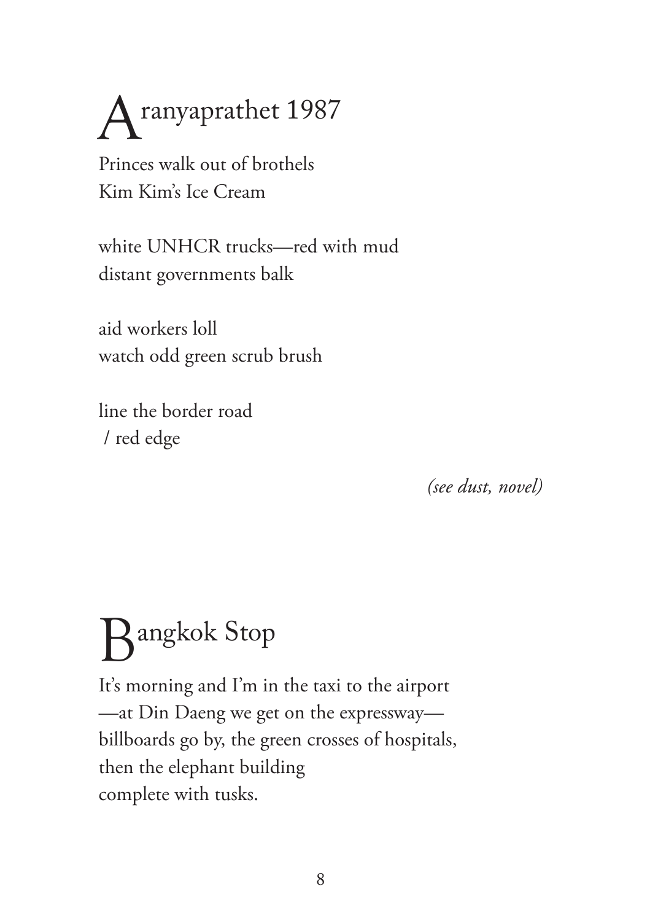# Aranyaprathet 1987

Princes walk out of brothels
Kim Kim's Ice Cream

white UNHCR trucks—red with mud
distant governments balk

aid workers loll
watch odd green scrub brush

line the border road
/ red edge

*(see dust, novel)*

# Bangkok Stop

It's morning and I'm in the taxi to the airport
—at Din Daeng we get on the expressway—
billboards go by, the green crosses of hospitals,
then the elephant building
complete with tusks.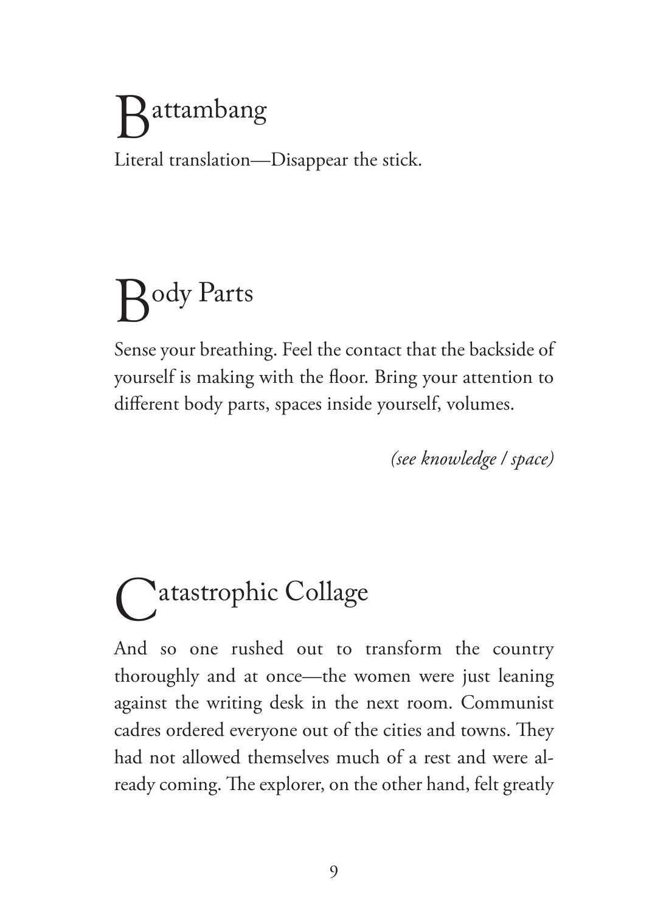## Battambang

Literal translation—Disappear the stick.

## Body Parts

Sense your breathing. Feel the contact that the backside of yourself is making with the floor. Bring your attention to different body parts, spaces inside yourself, volumes.

*(see knowledge / space)*

## Catastrophic Collage

And so one rushed out to transform the country thoroughly and at once—the women were just leaning against the writing desk in the next room. Communist cadres ordered everyone out of the cities and towns. They had not allowed themselves much of a rest and were already coming. The explorer, on the other hand, felt greatly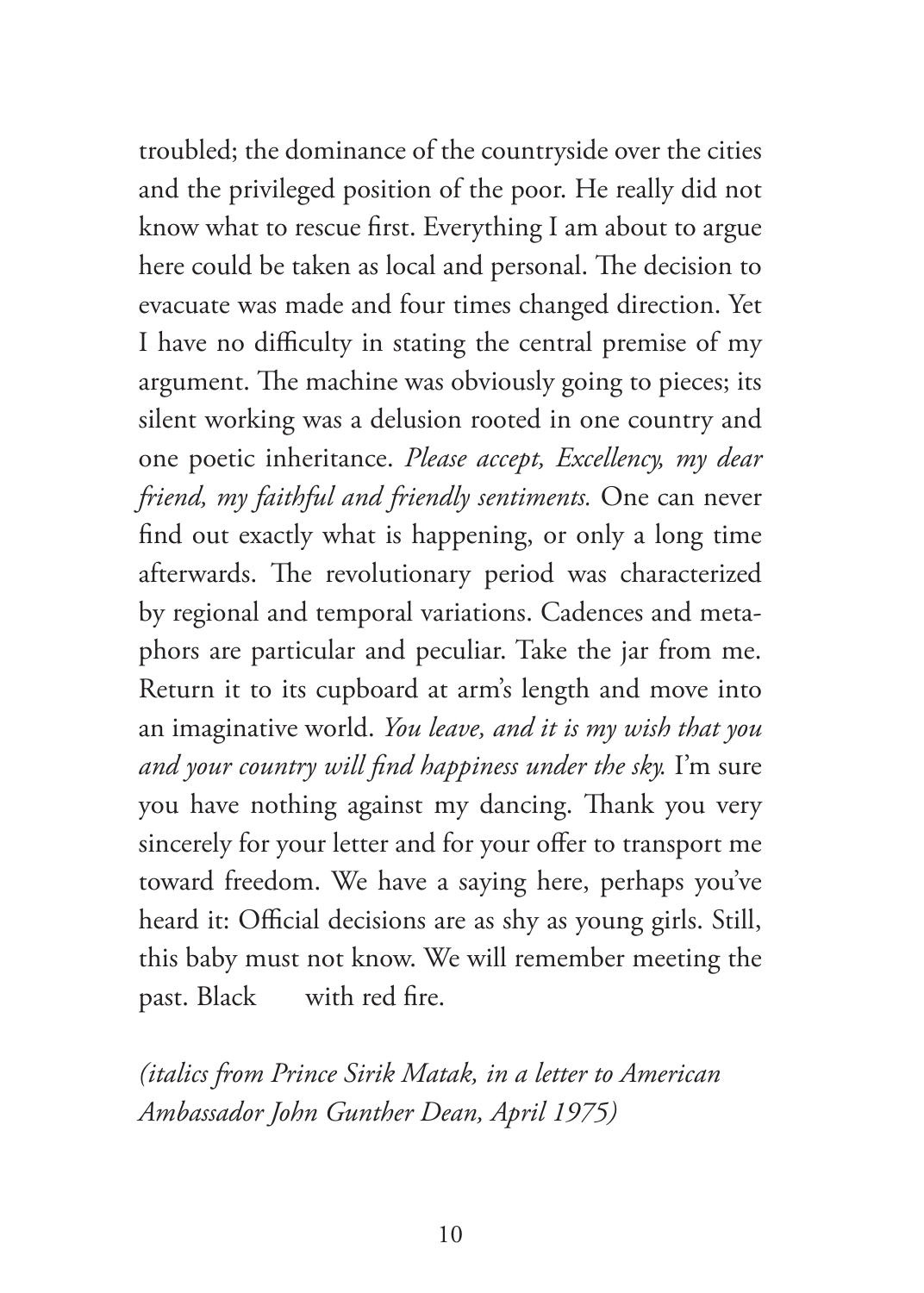troubled; the dominance of the countryside over the cities and the privileged position of the poor. He really did not know what to rescue first. Everything I am about to argue here could be taken as local and personal. The decision to evacuate was made and four times changed direction. Yet I have no difficulty in stating the central premise of my argument. The machine was obviously going to pieces; its silent working was a delusion rooted in one country and one poetic inheritance. *Please accept, Excellency, my dear friend, my faithful and friendly sentiments.* One can never find out exactly what is happening, or only a long time afterwards. The revolutionary period was characterized by regional and temporal variations. Cadences and metaphors are particular and peculiar. Take the jar from me. Return it to its cupboard at arm's length and move into an imaginative world. *You leave, and it is my wish that you and your country will find happiness under the sky.* I'm sure you have nothing against my dancing. Thank you very sincerely for your letter and for your offer to transport me toward freedom. We have a saying here, perhaps you've heard it: Official decisions are as shy as young girls. Still, this baby must not know. We will remember meeting the past. Black      with red fire.

*(italics from Prince Sirik Matak, in a letter to American Ambassador John Gunther Dean, April 1975)*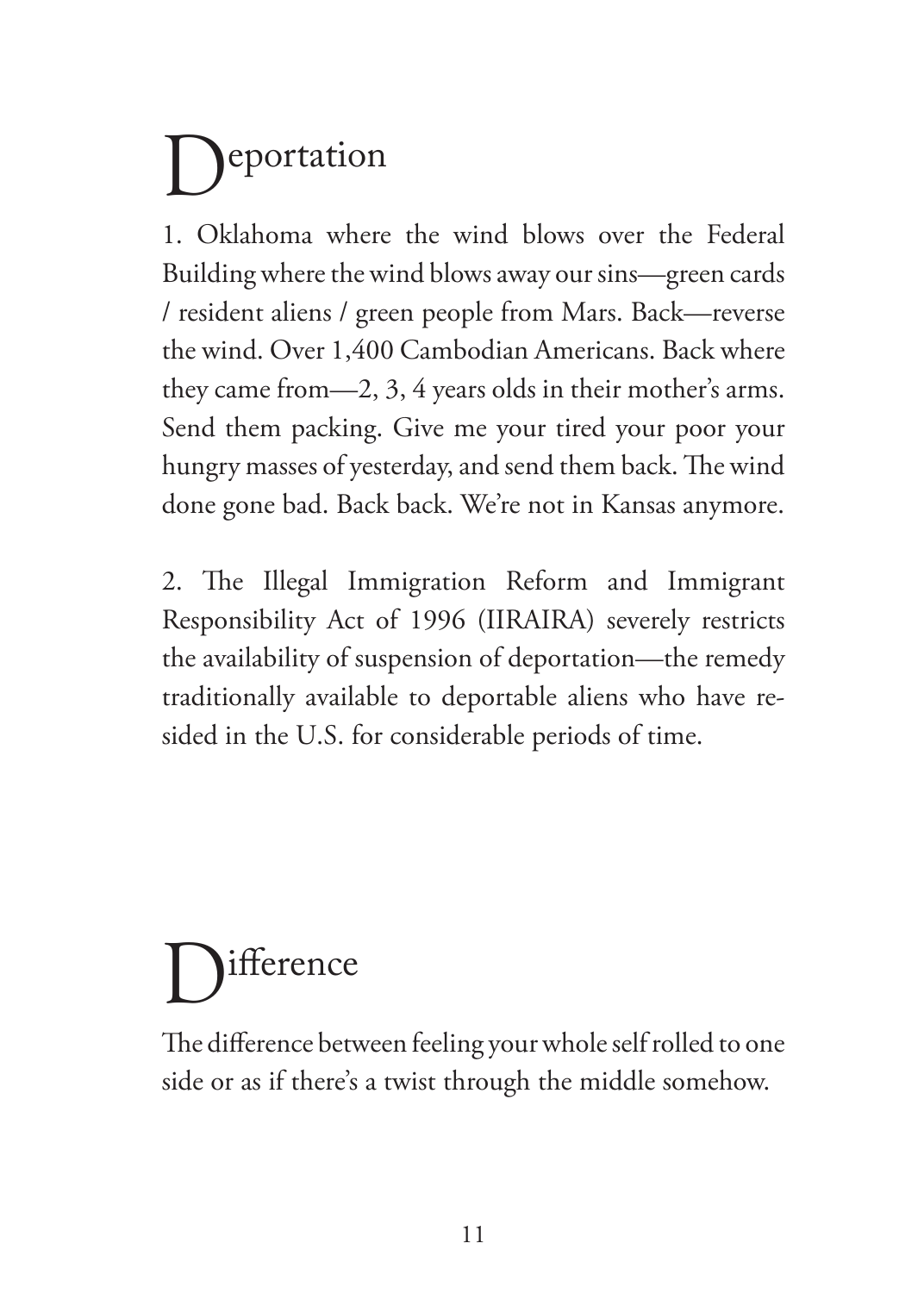# Deportation

1. Oklahoma where the wind blows over the Federal Building where the wind blows away our sins—green cards / resident aliens / green people from Mars. Back—reverse the wind. Over 1,400 Cambodian Americans. Back where they came from—2, 3, 4 years olds in their mother's arms. Send them packing. Give me your tired your poor your hungry masses of yesterday, and send them back. The wind done gone bad. Back back. We're not in Kansas anymore.

2. The Illegal Immigration Reform and Immigrant Responsibility Act of 1996 (IIRAIRA) severely restricts the availability of suspension of deportation—the remedy traditionally available to deportable aliens who have resided in the U.S. for considerable periods of time.

# Difference

The difference between feeling your whole self rolled to one side or as if there's a twist through the middle somehow.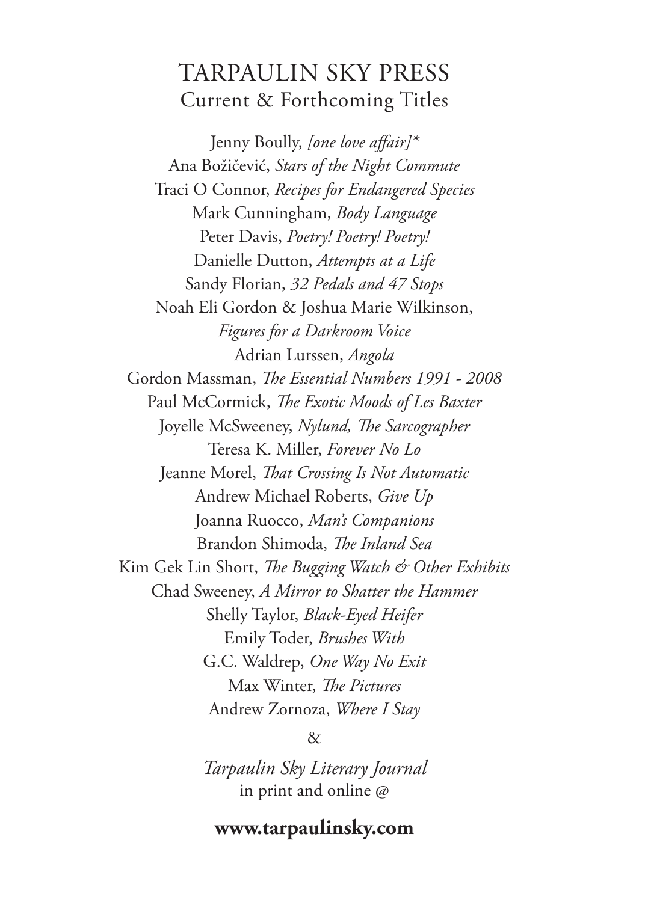# TARPAULIN SKY PRESS
## Current & Forthcoming Titles

Jenny Boully, *[one love affair]**
Ana Božičević, *Stars of the Night Commute*
Traci O Connor, *Recipes for Endangered Species*
Mark Cunningham, *Body Language*
Peter Davis, *Poetry! Poetry! Poetry!*
Danielle Dutton, *Attempts at a Life*
Sandy Florian, *32 Pedals and 47 Stops*
Noah Eli Gordon & Joshua Marie Wilkinson,
*Figures for a Darkroom Voice*
Adrian Lurssen, *Angola*
Gordon Massman, *The Essential Numbers 1991 - 2008*
Paul McCormick, *The Exotic Moods of Les Baxter*
Joyelle McSweeney, *Nylund, The Sarcographer*
Teresa K. Miller, *Forever No Lo*
Jeanne Morel, *That Crossing Is Not Automatic*
Andrew Michael Roberts, *Give Up*
Joanna Ruocco, *Man's Companions*
Brandon Shimoda, *The Inland Sea*
Kim Gek Lin Short, *The Bugging Watch & Other Exhibits*
Chad Sweeney, *A Mirror to Shatter the Hammer*
Shelly Taylor, *Black-Eyed Heifer*
Emily Toder, *Brushes With*
G.C. Waldrep, *One Way No Exit*
Max Winter, *The Pictures*
Andrew Zornoza, *Where I Stay*

&

*Tarpaulin Sky Literary Journal*
in print and online @

**www.tarpaulinsky.com**